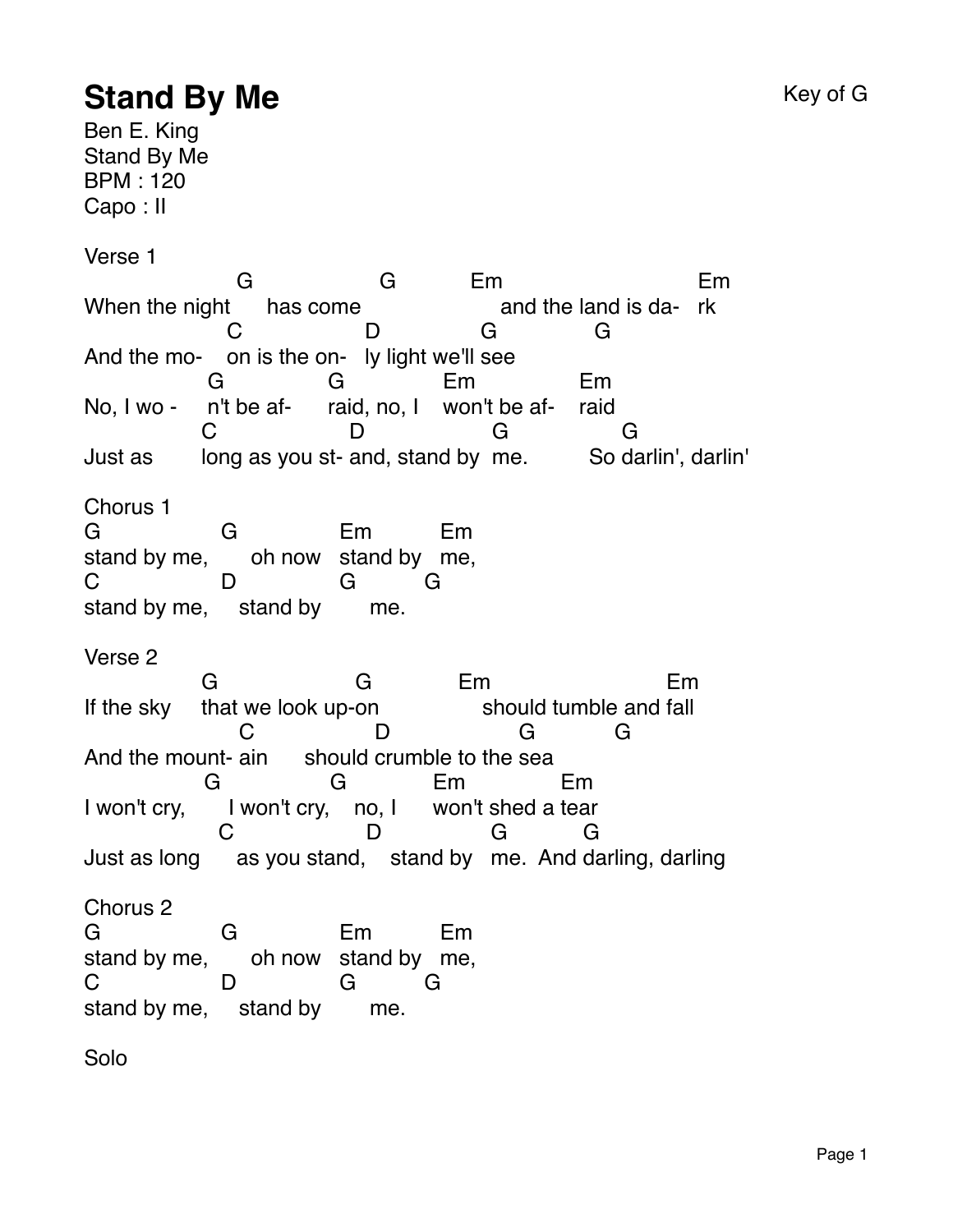# Stand By Me

Key of G

Ben E. King
Stand By Me
BPM : 120
Capo : II

Verse 1

```
                  G                G          Em                         Em
When the night      has come                    and the land is da-   rk
                 C                D           G             G
And the mo-    on is the on-   ly light we'll see
               G              G             Em             Em
No, I wo -     n't be af-      raid, no, I    won't be af-    raid
             C                 D                G              G
Just as        long as you st- and, stand by  me.         So darlin', darlin'
```

Chorus 1

```
G               G              Em          Em
stand by me,      oh now   stand by   me,
C                D               G          G
stand by me,     stand by        me.
```

Verse 2

```
             G                 G            Em                        Em
If the sky     that we look up-on               should tumble and fall
                    C               D                 G           G
And the mount- ain      should crumble to the sea
              G              G            Em             Em
I won't cry,       I won't cry,    no, I      won't shed a tear
               C                   D               G          G
Just as long      as you stand,    stand by   me.  And darling, darling
```

Chorus 2

```
G               G              Em          Em
stand by me,      oh now   stand by   me,
C                D               G          G
stand by me,     stand by        me.
```

Solo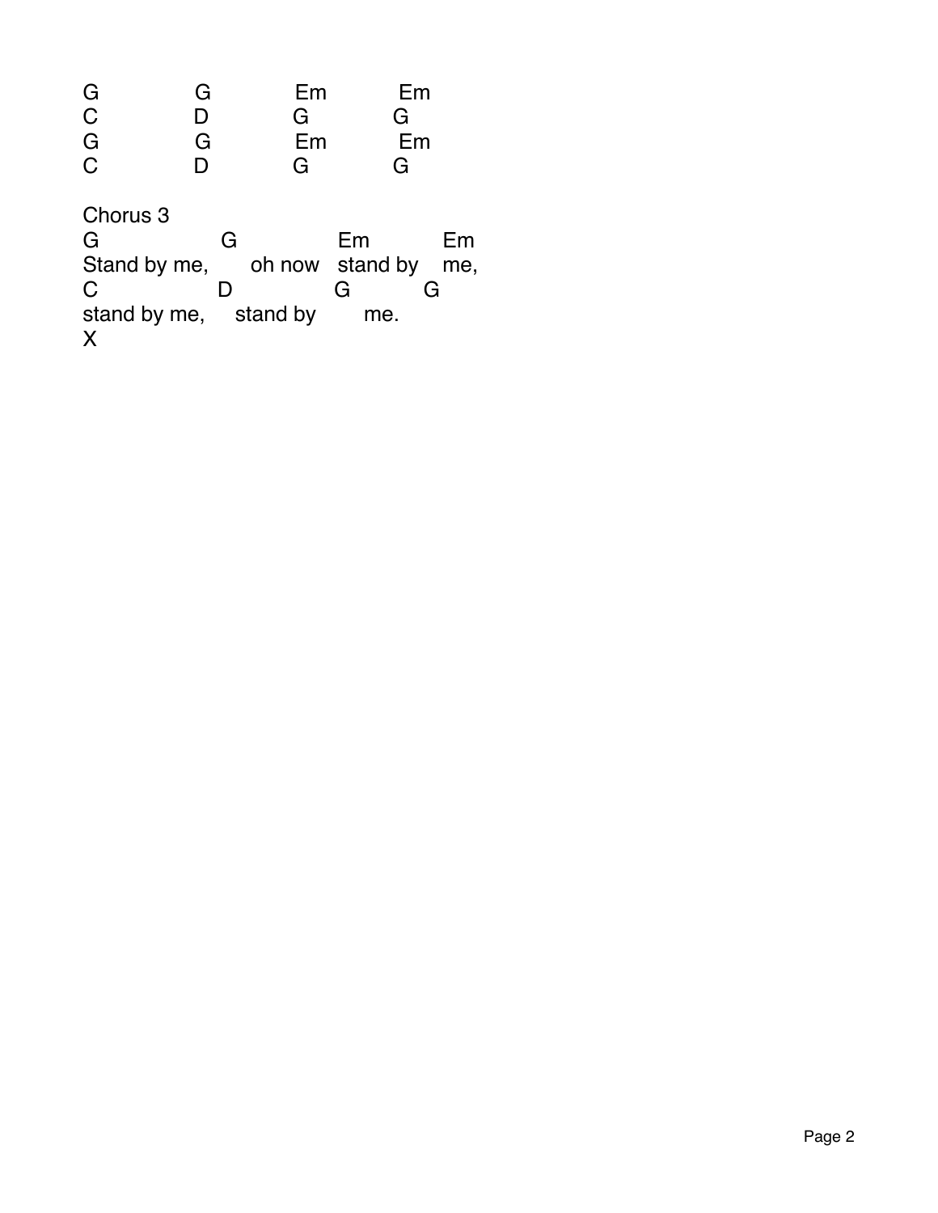```
G              G             Em           Em
C              D             G            G
G              G             Em           Em
C              D             G            G
```

Chorus 3

```
G                 G                Em            Em
Stand by me,       oh now   stand by    me,
C                 D                G           G
stand by me,     stand by        me.
X
```